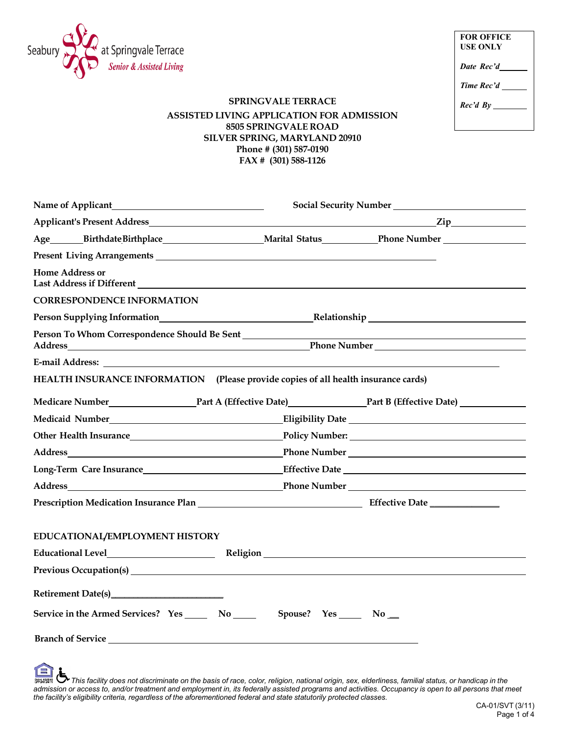Seabury at Springvale Terrace
*Senior & Assisted Living*

| **FOR OFFICE USE ONLY** |
|---|
| *Date Rec'd* ______ |
| *Time Rec'd* ______ |
| *Rec'd By* ________ |

**SPRINGVALE TERRACE**

**ASSISTED LIVING APPLICATION FOR ADMISSION**
**8505 SPRINGVALE ROAD**
**SILVER SPRING, MARYLAND 20910**
**Phone # (301) 587-0190**
**FAX # (301) 588-1126**

**Name of Applicant** ______________________________ **Social Security Number** ______________________________

**Applicant's Present Address** ______________________________________________________ **Zip** ______________

**Age** ______ **Birthdate** **Birthplace** ____________________ **Marital Status** ___________ **Phone Number** ________________

**Present Living Arrangements** ______________________________________________________

**Home Address or**
**Last Address if Different** ______________________________________________________________________

**CORRESPONDENCE INFORMATION**

**Person Supplying Information** ______________________________ **Relationship** ______________________________

**Person To Whom Correspondence Should Be Sent** ______________________________________________________
**Address** ______________________________________________ **Phone Number** ______________________________

**E-mail Address:** ______________________________________________________________________

**HEALTH INSURANCE INFORMATION** **(Please provide copies of all health insurance cards)**

**Medicare Number** ________________ **Part A (Effective Date)** ______________ **Part B (Effective Date)** ____________

**Medicaid Number** ______________________________ **Eligibility Date** ______________________________

**Other Health Insurance** ____________________________ **Policy Number:** ______________________________

**Address** ______________________________________ **Phone Number** ______________________________

**Long-Term Care Insurance** __________________________ **Effective Date** ______________________________

**Address** ______________________________________ **Phone Number** ______________________________

**Prescription Medication Insurance Plan** ______________________________ **Effective Date** ______________

**EDUCATIONAL/EMPLOYMENT HISTORY**

**Educational Level** ____________________ **Religion** ______________________________________________

**Previous Occupation(s)** ______________________________________________________________________

**Retirement Date(s)** ______________________

**Service in the Armed Services? Yes** _____ **No** _____ **Spouse? Yes** _____ **No** __

**Branch of Service** ______________________________________________________________

*This facility does not discriminate on the basis of race, color, religion, national origin, sex, elderliness, familial status, or handicap in the admission or access to, and/or treatment and employment in, its federally assisted programs and activities. Occupancy is open to all persons that meet the facility's eligibility criteria, regardless of the aforementioned federal and state statutorily protected classes.*

CA-01/SVT (3/11)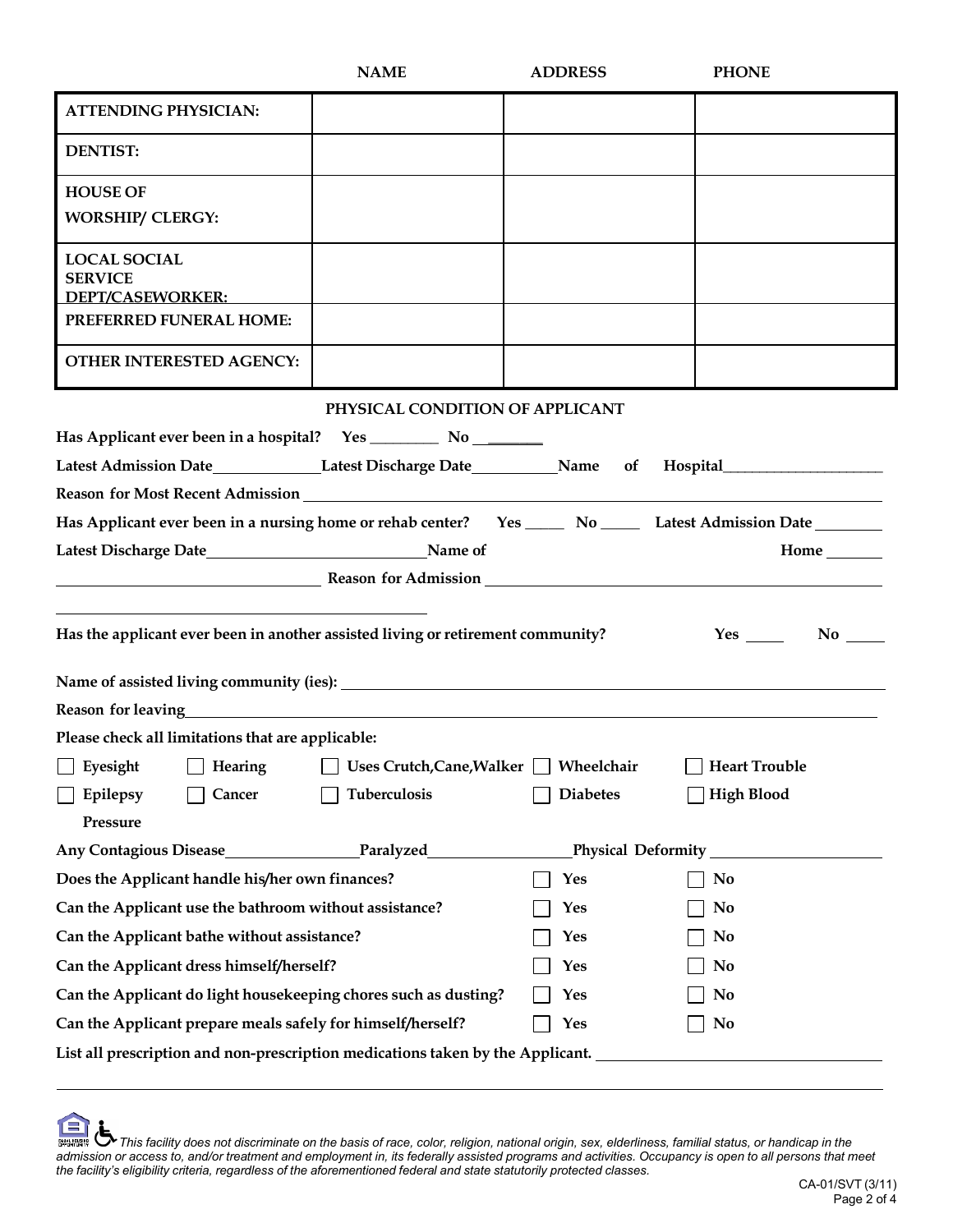| | NAME | ADDRESS | PHONE |
|---|---|---|---|
| **ATTENDING PHYSICIAN:** | | | |
| **DENTIST:** | | | |
| **HOUSE OF WORSHIP/ CLERGY:** | | | |
| **LOCAL SOCIAL SERVICE DEPT/CASEWORKER:** | | | |
| **PREFERRED FUNERAL HOME:** | | | |
| **OTHER INTERESTED AGENCY:** | | | |

## PHYSICAL CONDITION OF APPLICANT

**Has Applicant ever been in a hospital?** Yes ________ No ________

**Latest Admission Date**____________ **Latest Discharge Date**__________ **Name of Hospital**____________________

**Reason for Most Recent Admission** ________________________________________________

**Has Applicant ever been in a nursing home or rehab center?** Yes _____ No _____ **Latest Admission Date** ________

**Latest Discharge Date**________________________ **Name of Home** _______

________________________________ **Reason for Admission** ________________________________________

________________________________________________

**Has the applicant ever been in another assisted living or retirement community?** Yes _____ No _____

**Name of assisted living community (ies):** ________________________________________________

**Reason for leaving**________________________________________________

**Please check all limitations that are applicable:**

- ☐ Eyesight
- ☐ Hearing
- ☐ Uses Crutch,Cane,Walker
- ☐ Wheelchair
- ☐ Heart Trouble
- ☐ Epilepsy
- ☐ Cancer
- ☐ Tuberculosis
- ☐ Diabetes
- ☐ High Blood Pressure

**Any Contagious Disease**______________ **Paralyzed**________________ **Physical Deformity** __________________

| | | |
|---|---|---|
| **Does the Applicant handle his/her own finances?** | ☐ Yes | ☐ No |
| **Can the Applicant use the bathroom without assistance?** | ☐ Yes | ☐ No |
| **Can the Applicant bathe without assistance?** | ☐ Yes | ☐ No |
| **Can the Applicant dress himself/herself?** | ☐ Yes | ☐ No |
| **Can the Applicant do light housekeeping chores such as dusting?** | ☐ Yes | ☐ No |
| **Can the Applicant prepare meals safely for himself/herself?** | ☐ Yes | ☐ No |

**List all prescription and non-prescription medications taken by the Applicant.** ________________________________

________________________________________________________________

*This facility does not discriminate on the basis of race, color, religion, national origin, sex, elderliness, familial status, or handicap in the admission or access to, and/or treatment and employment in, its federally assisted programs and activities. Occupancy is open to all persons that meet the facility's eligibility criteria, regardless of the aforementioned federal and state statutorily protected classes.*

CA-01/SVT (3/11)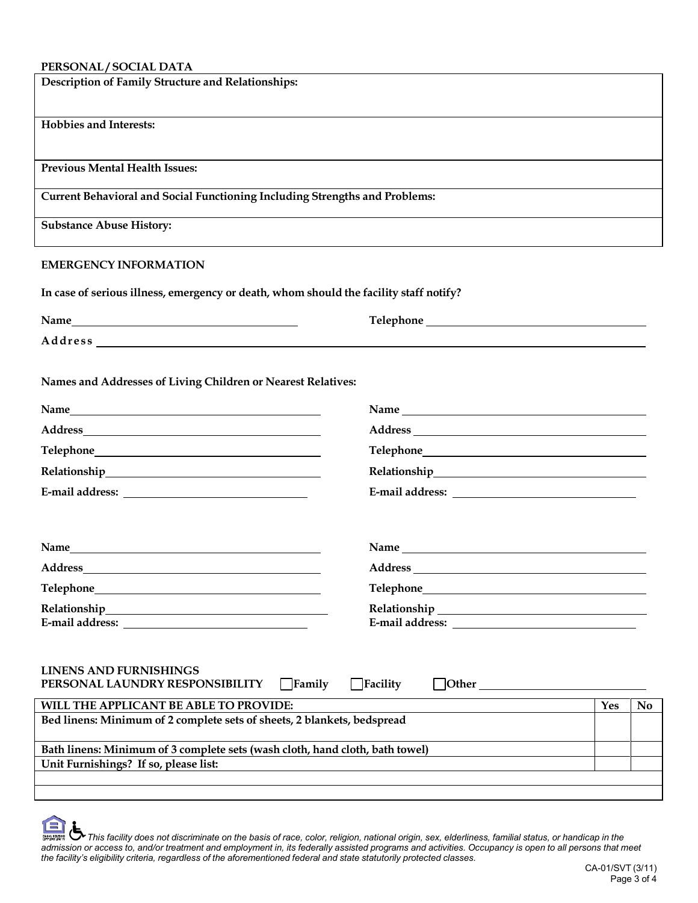## PERSONAL / SOCIAL DATA

| **Description of Family Structure and Relationships:** |
|---|
| **Hobbies and Interests:** |
| **Previous Mental Health Issues:** |
| **Current Behavioral and Social Functioning Including Strengths and Problems:** |
| **Substance Abuse History:** |

## EMERGENCY INFORMATION

**In case of serious illness, emergency or death, whom should the facility staff notify?**

**Name** ______________________ **Telephone** ______________________

**Address** ____________________________________________

**Names and Addresses of Living Children or Nearest Relatives:**

**Name** ______________________ **Name** ______________________

**Address** ______________________ **Address** ______________________

**Telephone** ______________________ **Telephone** ______________________

**Relationship** ______________________ **Relationship** ______________________

**E-mail address:** ______________________ **E-mail address:** ______________________

**Name** ______________________ **Name** ______________________

**Address** ______________________ **Address** ______________________

**Telephone** ______________________ **Telephone** ______________________

**Relationship** ______________________ **Relationship** ______________________

**E-mail address:** ______________________ **E-mail address:** ______________________

## LINENS AND FURNISHINGS

**PERSONAL LAUNDRY RESPONSIBILITY** ☐ **Family** ☐ **Facility** ☐ **Other** ______________________

| **WILL THE APPLICANT BE ABLE TO PROVIDE:** | **Yes** | **No** |
|---|---|---|
| **Bed linens: Minimum of 2 complete sets of sheets, 2 blankets, bedspread** | | |
| **Bath linens: Minimum of 3 complete sets (wash cloth, hand cloth, bath towel)** | | |
| **Unit Furnishings? If so, please list:** | | |
| | | |
| | | |

*This facility does not discriminate on the basis of race, color, religion, national origin, sex, elderliness, familial status, or handicap in the admission or access to, and/or treatment and employment in, its federally assisted programs and activities. Occupancy is open to all persons that meet the facility's eligibility criteria, regardless of the aforementioned federal and state statutorily protected classes.*

CA-01/SVT (3/11)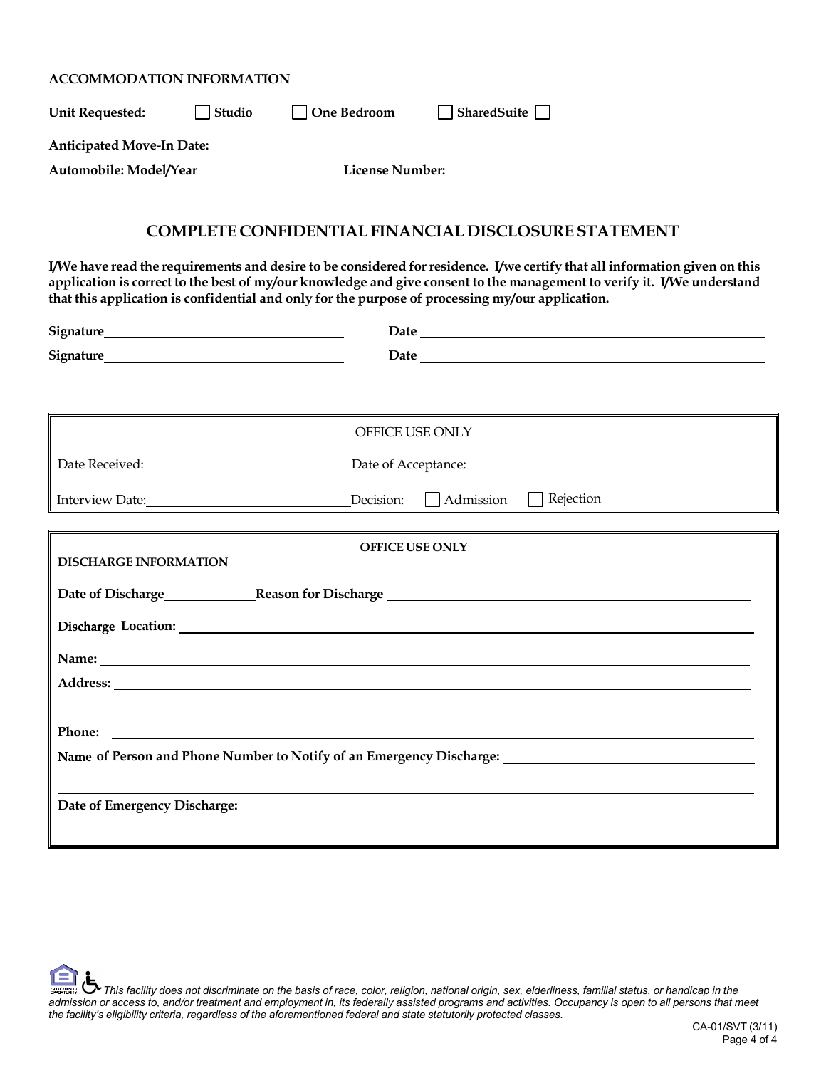**ACCOMMODATION INFORMATION**

**Unit Requested:** ☐ **Studio** ☐ **One Bedroom** ☐ **SharedSuite** ☐

**Anticipated Move-In Date:** ____________________

**Automobile: Model/Year** ____________________ **License Number:** ____________________

## COMPLETE CONFIDENTIAL FINANCIAL DISCLOSURE STATEMENT

**I/We have read the requirements and desire to be considered for residence. I/we certify that all information given on this application is correct to the best of my/our knowledge and give consent to the management to verify it. I/We understand that this application is confidential and only for the purpose of processing my/our application.**

**Signature** ____________________ **Date** ____________________

**Signature** ____________________ **Date** ____________________

OFFICE USE ONLY

Date Received: ____________________ Date of Acceptance: ____________________

Interview Date: ____________________ Decision: ☐ Admission ☐ Rejection

**OFFICE USE ONLY**

**DISCHARGE INFORMATION**

**Date of Discharge** ____________ **Reason for Discharge** ____________________

**Discharge Location:** ____________________

**Name:** ____________________

**Address:** ____________________

____________________

**Phone:** ____________________

**Name of Person and Phone Number to Notify of an Emergency Discharge:** ____________________

____________________

**Date of Emergency Discharge:** ____________________

*This facility does not discriminate on the basis of race, color, religion, national origin, sex, elderliness, familial status, or handicap in the admission or access to, and/or treatment and employment in, its federally assisted programs and activities. Occupancy is open to all persons that meet the facility's eligibility criteria, regardless of the aforementioned federal and state statutorily protected classes.*

CA-01/SVT (3/11)